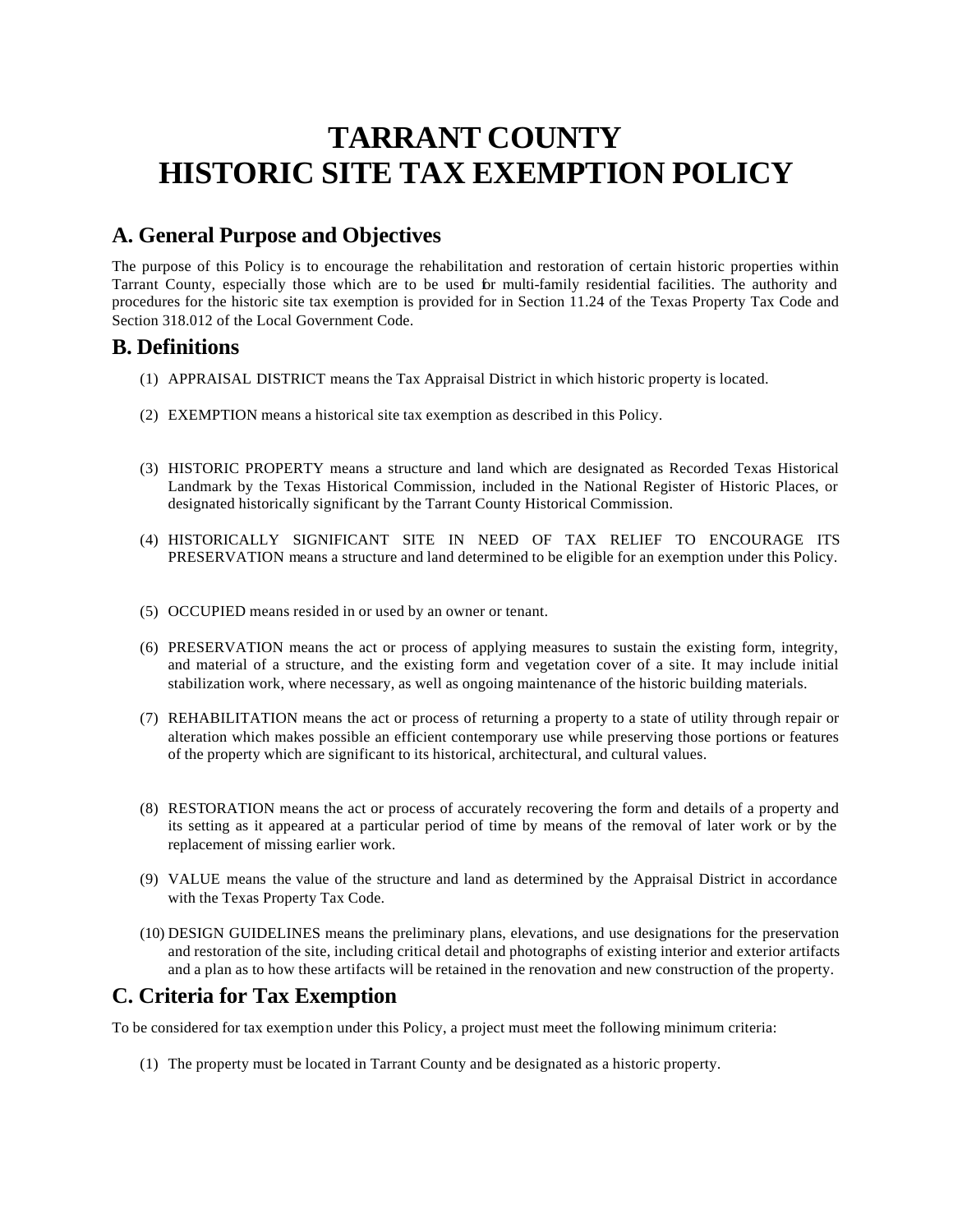# TARRANT COUNTY HISTORIC SITE TAX EXEMPTION POLICY

## A. General Purpose and Objectives

The purpose of this Policy is to encourage the rehabilitation and restoration of certain historic properties within Tarrant County, especially those which are to be used for multi-family residential facilities. The authority and procedures for the historic site tax exemption is provided for in Section 11.24 of the Texas Property Tax Code and Section 318.012 of the Local Government Code.

## B. Definitions

(1) APPRAISAL DISTRICT means the Tax Appraisal District in which historic property is located.

(2) EXEMPTION means a historical site tax exemption as described in this Policy.

(3) HISTORIC PROPERTY means a structure and land which are designated as Recorded Texas Historical Landmark by the Texas Historical Commission, included in the National Register of Historic Places, or designated historically significant by the Tarrant County Historical Commission.

(4) HISTORICALLY SIGNIFICANT SITE IN NEED OF TAX RELIEF TO ENCOURAGE ITS PRESERVATION means a structure and land determined to be eligible for an exemption under this Policy.

(5) OCCUPIED means resided in or used by an owner or tenant.

(6) PRESERVATION means the act or process of applying measures to sustain the existing form, integrity, and material of a structure, and the existing form and vegetation cover of a site. It may include initial stabilization work, where necessary, as well as ongoing maintenance of the historic building materials.

(7) REHABILITATION means the act or process of returning a property to a state of utility through repair or alteration which makes possible an efficient contemporary use while preserving those portions or features of the property which are significant to its historical, architectural, and cultural values.

(8) RESTORATION means the act or process of accurately recovering the form and details of a property and its setting as it appeared at a particular period of time by means of the removal of later work or by the replacement of missing earlier work.

(9) VALUE means the value of the structure and land as determined by the Appraisal District in accordance with the Texas Property Tax Code.

(10) DESIGN GUIDELINES means the preliminary plans, elevations, and use designations for the preservation and restoration of the site, including critical detail and photographs of existing interior and exterior artifacts and a plan as to how these artifacts will be retained in the renovation and new construction of the property.

## C. Criteria for Tax Exemption

To be considered for tax exemption under this Policy, a project must meet the following minimum criteria:

(1) The property must be located in Tarrant County and be designated as a historic property.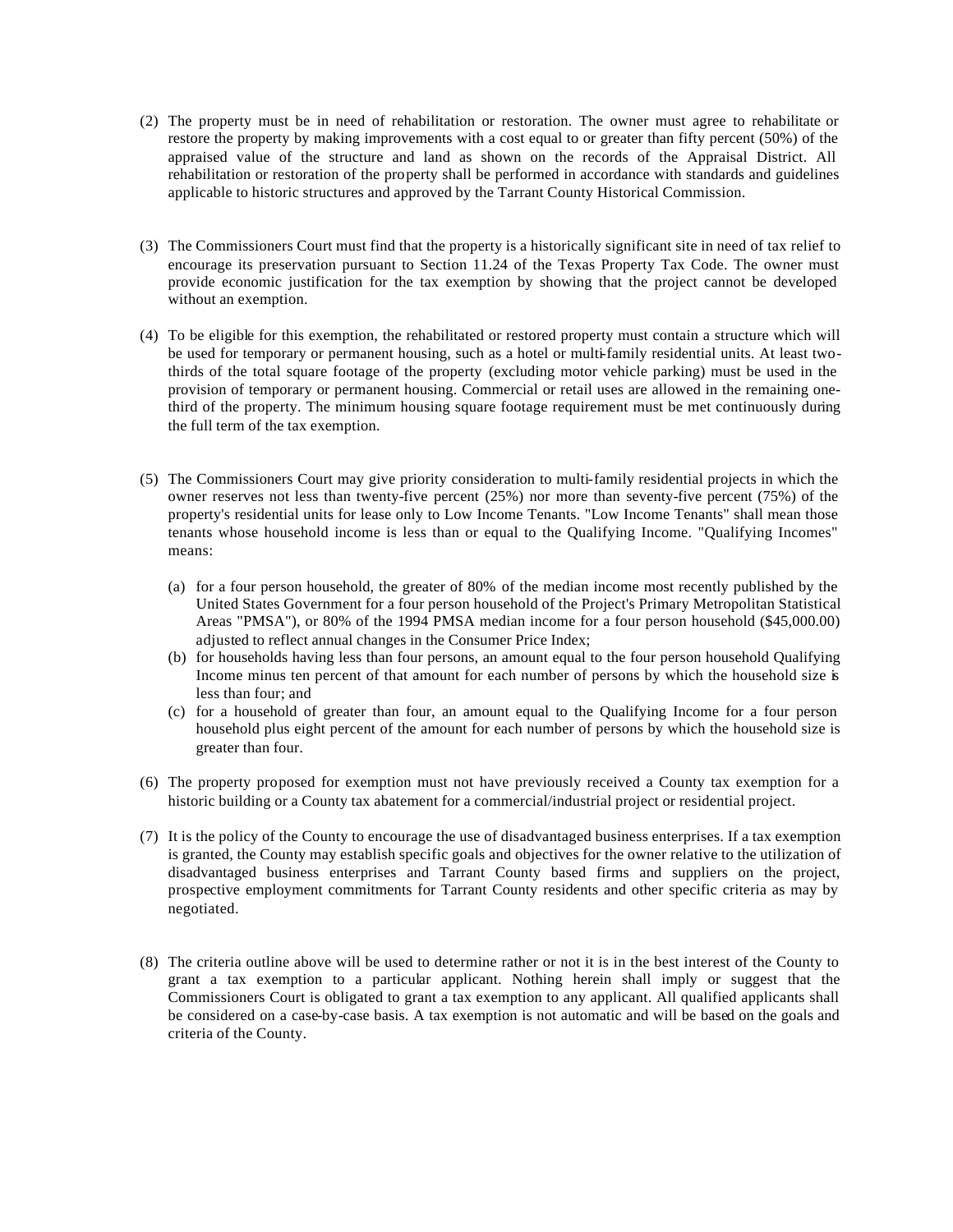(2) The property must be in need of rehabilitation or restoration. The owner must agree to rehabilitate or restore the property by making improvements with a cost equal to or greater than fifty percent (50%) of the appraised value of the structure and land as shown on the records of the Appraisal District. All rehabilitation or restoration of the property shall be performed in accordance with standards and guidelines applicable to historic structures and approved by the Tarrant County Historical Commission.

(3) The Commissioners Court must find that the property is a historically significant site in need of tax relief to encourage its preservation pursuant to Section 11.24 of the Texas Property Tax Code. The owner must provide economic justification for the tax exemption by showing that the project cannot be developed without an exemption.

(4) To be eligible for this exemption, the rehabilitated or restored property must contain a structure which will be used for temporary or permanent housing, such as a hotel or multi-family residential units. At least two-thirds of the total square footage of the property (excluding motor vehicle parking) must be used in the provision of temporary or permanent housing. Commercial or retail uses are allowed in the remaining one-third of the property. The minimum housing square footage requirement must be met continuously during the full term of the tax exemption.

(5) The Commissioners Court may give priority consideration to multi-family residential projects in which the owner reserves not less than twenty-five percent (25%) nor more than seventy-five percent (75%) of the property's residential units for lease only to Low Income Tenants. "Low Income Tenants" shall mean those tenants whose household income is less than or equal to the Qualifying Income. "Qualifying Incomes" means:

   (a) for a four person household, the greater of 80% of the median income most recently published by the United States Government for a four person household of the Project's Primary Metropolitan Statistical Areas "PMSA"), or 80% of the 1994 PMSA median income for a four person household ($45,000.00) adjusted to reflect annual changes in the Consumer Price Index;

   (b) for households having less than four persons, an amount equal to the four person household Qualifying Income minus ten percent of that amount for each number of persons by which the household size is less than four; and

   (c) for a household of greater than four, an amount equal to the Qualifying Income for a four person household plus eight percent of the amount for each number of persons by which the household size is greater than four.

(6) The property proposed for exemption must not have previously received a County tax exemption for a historic building or a County tax abatement for a commercial/industrial project or residential project.

(7) It is the policy of the County to encourage the use of disadvantaged business enterprises. If a tax exemption is granted, the County may establish specific goals and objectives for the owner relative to the utilization of disadvantaged business enterprises and Tarrant County based firms and suppliers on the project, prospective employment commitments for Tarrant County residents and other specific criteria as may by negotiated.

(8) The criteria outline above will be used to determine rather or not it is in the best interest of the County to grant a tax exemption to a particular applicant. Nothing herein shall imply or suggest that the Commissioners Court is obligated to grant a tax exemption to any applicant. All qualified applicants shall be considered on a case-by-case basis. A tax exemption is not automatic and will be based on the goals and criteria of the County.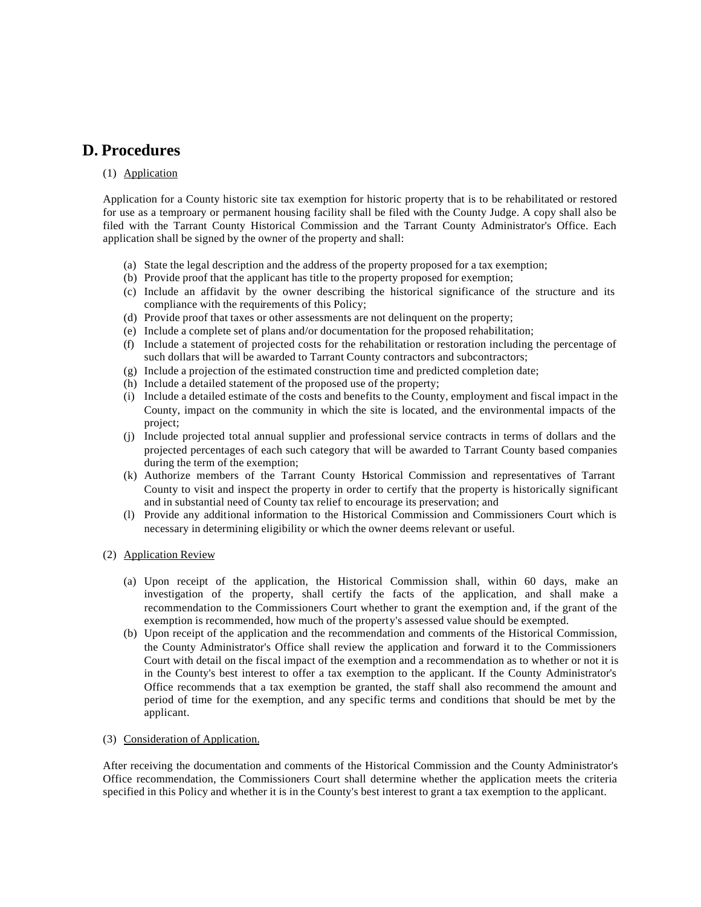## D. Procedures

(1) Application

Application for a County historic site tax exemption for historic property that is to be rehabilitated or restored for use as a temproary or permanent housing facility shall be filed with the County Judge. A copy shall also be filed with the Tarrant County Historical Commission and the Tarrant County Administrator's Office. Each application shall be signed by the owner of the property and shall:

(a) State the legal description and the address of the property proposed for a tax exemption;
(b) Provide proof that the applicant has title to the property proposed for exemption;
(c) Include an affidavit by the owner describing the historical significance of the structure and its compliance with the requirements of this Policy;
(d) Provide proof that taxes or other assessments are not delinquent on the property;
(e) Include a complete set of plans and/or documentation for the proposed rehabilitation;
(f) Include a statement of projected costs for the rehabilitation or restoration including the percentage of such dollars that will be awarded to Tarrant County contractors and subcontractors;
(g) Include a projection of the estimated construction time and predicted completion date;
(h) Include a detailed statement of the proposed use of the property;
(i) Include a detailed estimate of the costs and benefits to the County, employment and fiscal impact in the County, impact on the community in which the site is located, and the environmental impacts of the project;
(j) Include projected total annual supplier and professional service contracts in terms of dollars and the projected percentages of each such category that will be awarded to Tarrant County based companies during the term of the exemption;
(k) Authorize members of the Tarrant County Hstorical Commission and representatives of Tarrant County to visit and inspect the property in order to certify that the property is historically significant and in substantial need of County tax relief to encourage its preservation; and
(l) Provide any additional information to the Historical Commission and Commissioners Court which is necessary in determining eligibility or which the owner deems relevant or useful.

(2) Application Review

(a) Upon receipt of the application, the Historical Commission shall, within 60 days, make an investigation of the property, shall certify the facts of the application, and shall make a recommendation to the Commissioners Court whether to grant the exemption and, if the grant of the exemption is recommended, how much of the property's assessed value should be exempted.
(b) Upon receipt of the application and the recommendation and comments of the Historical Commission, the County Administrator's Office shall review the application and forward it to the Commissioners Court with detail on the fiscal impact of the exemption and a recommendation as to whether or not it is in the County's best interest to offer a tax exemption to the applicant. If the County Administrator's Office recommends that a tax exemption be granted, the staff shall also recommend the amount and period of time for the exemption, and any specific terms and conditions that should be met by the applicant.

(3) Consideration of Application.

After receiving the documentation and comments of the Historical Commission and the County Administrator's Office recommendation, the Commissioners Court shall determine whether the application meets the criteria specified in this Policy and whether it is in the County's best interest to grant a tax exemption to the applicant.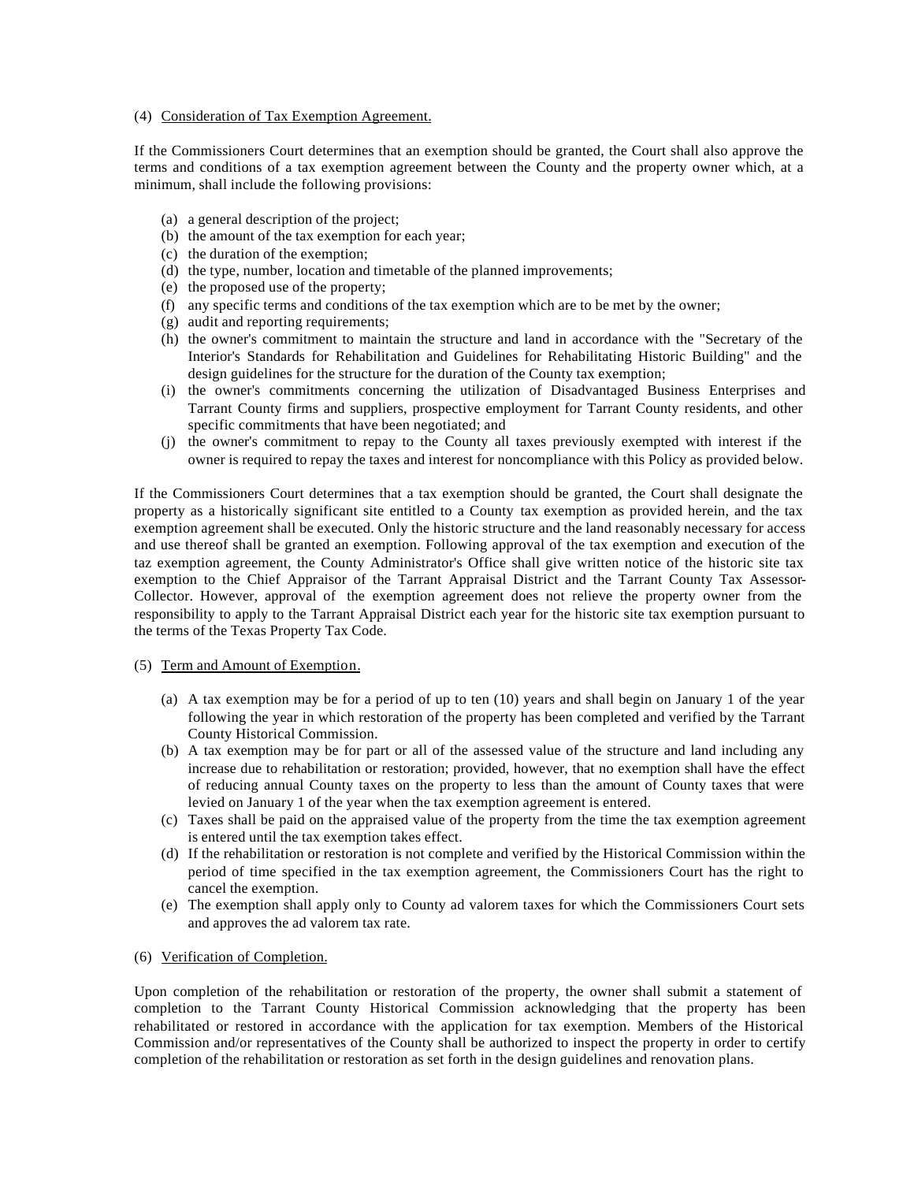(4) <u>Consideration of Tax Exemption Agreement.</u>

If the Commissioners Court determines that an exemption should be granted, the Court shall also approve the terms and conditions of a tax exemption agreement between the County and the property owner which, at a minimum, shall include the following provisions:

(a) a general description of the project;
(b) the amount of the tax exemption for each year;
(c) the duration of the exemption;
(d) the type, number, location and timetable of the planned improvements;
(e) the proposed use of the property;
(f) any specific terms and conditions of the tax exemption which are to be met by the owner;
(g) audit and reporting requirements;
(h) the owner's commitment to maintain the structure and land in accordance with the "Secretary of the Interior's Standards for Rehabilitation and Guidelines for Rehabilitating Historic Building" and the design guidelines for the structure for the duration of the County tax exemption;
(i) the owner's commitments concerning the utilization of Disadvantaged Business Enterprises and Tarrant County firms and suppliers, prospective employment for Tarrant County residents, and other specific commitments that have been negotiated; and
(j) the owner's commitment to repay to the County all taxes previously exempted with interest if the owner is required to repay the taxes and interest for noncompliance with this Policy as provided below.

If the Commissioners Court determines that a tax exemption should be granted, the Court shall designate the property as a historically significant site entitled to a County tax exemption as provided herein, and the tax exemption agreement shall be executed. Only the historic structure and the land reasonably necessary for access and use thereof shall be granted an exemption. Following approval of the tax exemption and execution of the taz exemption agreement, the County Administrator's Office shall give written notice of the historic site tax exemption to the Chief Appraisor of the Tarrant Appraisal District and the Tarrant County Tax Assessor-Collector. However, approval of the exemption agreement does not relieve the property owner from the responsibility to apply to the Tarrant Appraisal District each year for the historic site tax exemption pursuant to the terms of the Texas Property Tax Code.

(5) <u>Term and Amount of Exemption.</u>

(a) A tax exemption may be for a period of up to ten (10) years and shall begin on January 1 of the year following the year in which restoration of the property has been completed and verified by the Tarrant County Historical Commission.
(b) A tax exemption may be for part or all of the assessed value of the structure and land including any increase due to rehabilitation or restoration; provided, however, that no exemption shall have the effect of reducing annual County taxes on the property to less than the amount of County taxes that were levied on January 1 of the year when the tax exemption agreement is entered.
(c) Taxes shall be paid on the appraised value of the property from the time the tax exemption agreement is entered until the tax exemption takes effect.
(d) If the rehabilitation or restoration is not complete and verified by the Historical Commission within the period of time specified in the tax exemption agreement, the Commissioners Court has the right to cancel the exemption.
(e) The exemption shall apply only to County ad valorem taxes for which the Commissioners Court sets and approves the ad valorem tax rate.

(6) <u>Verification of Completion.</u>

Upon completion of the rehabilitation or restoration of the property, the owner shall submit a statement of completion to the Tarrant County Historical Commission acknowledging that the property has been rehabilitated or restored in accordance with the application for tax exemption. Members of the Historical Commission and/or representatives of the County shall be authorized to inspect the property in order to certify completion of the rehabilitation or restoration as set forth in the design guidelines and renovation plans.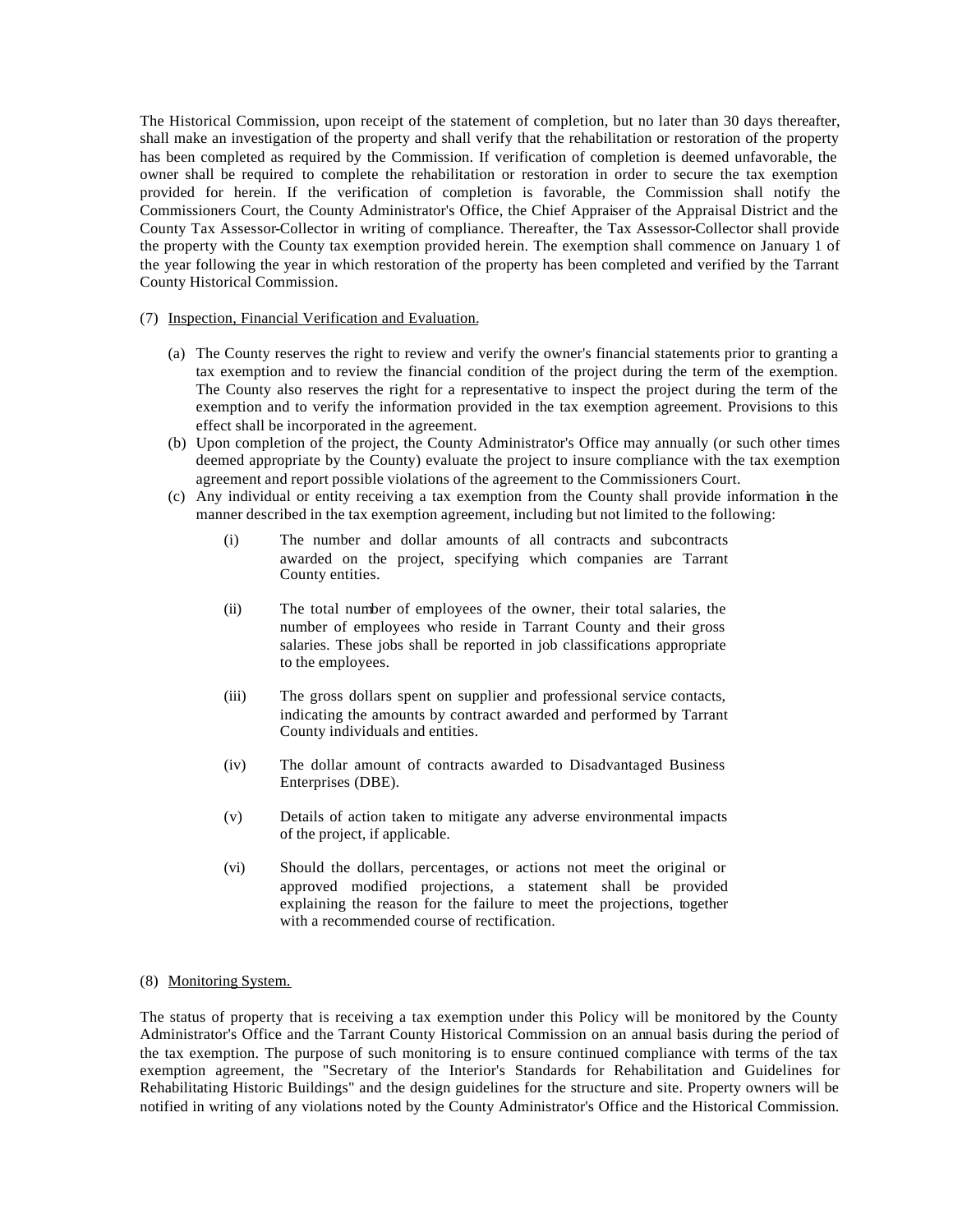The Historical Commission, upon receipt of the statement of completion, but no later than 30 days thereafter, shall make an investigation of the property and shall verify that the rehabilitation or restoration of the property has been completed as required by the Commission. If verification of completion is deemed unfavorable, the owner shall be required to complete the rehabilitation or restoration in order to secure the tax exemption provided for herein. If the verification of completion is favorable, the Commission shall notify the Commissioners Court, the County Administrator's Office, the Chief Appraiser of the Appraisal District and the County Tax Assessor-Collector in writing of compliance. Thereafter, the Tax Assessor-Collector shall provide the property with the County tax exemption provided herein. The exemption shall commence on January 1 of the year following the year in which restoration of the property has been completed and verified by the Tarrant County Historical Commission.

(7) Inspection, Financial Verification and Evaluation.

(a) The County reserves the right to review and verify the owner's financial statements prior to granting a tax exemption and to review the financial condition of the project during the term of the exemption. The County also reserves the right for a representative to inspect the project during the term of the exemption and to verify the information provided in the tax exemption agreement. Provisions to this effect shall be incorporated in the agreement.

(b) Upon completion of the project, the County Administrator's Office may annually (or such other times deemed appropriate by the County) evaluate the project to insure compliance with the tax exemption agreement and report possible violations of the agreement to the Commissioners Court.

(c) Any individual or entity receiving a tax exemption from the County shall provide information in the manner described in the tax exemption agreement, including but not limited to the following:

(i) The number and dollar amounts of all contracts and subcontracts awarded on the project, specifying which companies are Tarrant County entities.

(ii) The total number of employees of the owner, their total salaries, the number of employees who reside in Tarrant County and their gross salaries. These jobs shall be reported in job classifications appropriate to the employees.

(iii) The gross dollars spent on supplier and professional service contacts, indicating the amounts by contract awarded and performed by Tarrant County individuals and entities.

(iv) The dollar amount of contracts awarded to Disadvantaged Business Enterprises (DBE).

(v) Details of action taken to mitigate any adverse environmental impacts of the project, if applicable.

(vi) Should the dollars, percentages, or actions not meet the original or approved modified projections, a statement shall be provided explaining the reason for the failure to meet the projections, together with a recommended course of rectification.

(8) Monitoring System.

The status of property that is receiving a tax exemption under this Policy will be monitored by the County Administrator's Office and the Tarrant County Historical Commission on an annual basis during the period of the tax exemption. The purpose of such monitoring is to ensure continued compliance with terms of the tax exemption agreement, the "Secretary of the Interior's Standards for Rehabilitation and Guidelines for Rehabilitating Historic Buildings" and the design guidelines for the structure and site. Property owners will be notified in writing of any violations noted by the County Administrator's Office and the Historical Commission.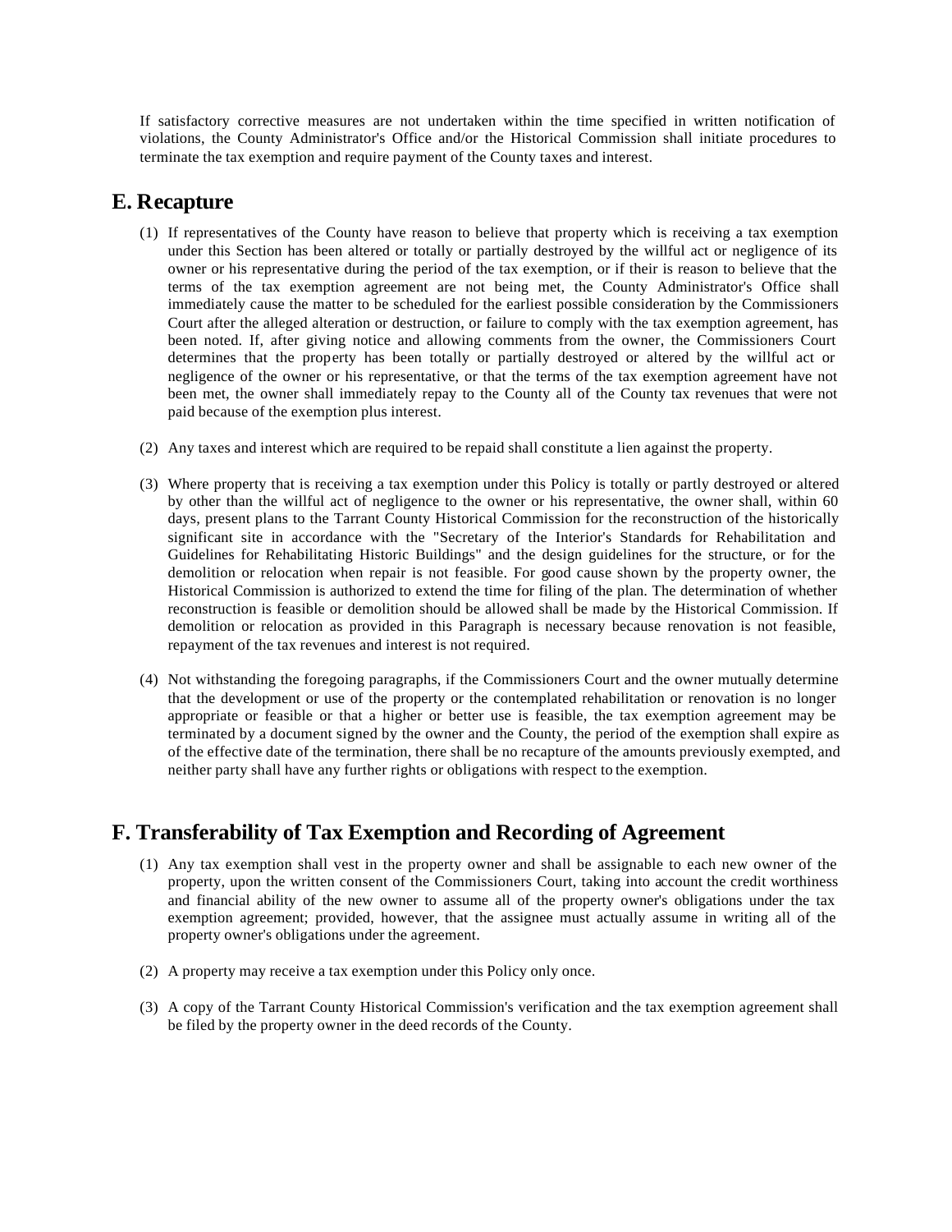If satisfactory corrective measures are not undertaken within the time specified in written notification of violations, the County Administrator's Office and/or the Historical Commission shall initiate procedures to terminate the tax exemption and require payment of the County taxes and interest.

## E. Recapture

(1) If representatives of the County have reason to believe that property which is receiving a tax exemption under this Section has been altered or totally or partially destroyed by the willful act or negligence of its owner or his representative during the period of the tax exemption, or if their is reason to believe that the terms of the tax exemption agreement are not being met, the County Administrator's Office shall immediately cause the matter to be scheduled for the earliest possible consideration by the Commissioners Court after the alleged alteration or destruction, or failure to comply with the tax exemption agreement, has been noted. If, after giving notice and allowing comments from the owner, the Commissioners Court determines that the property has been totally or partially destroyed or altered by the willful act or negligence of the owner or his representative, or that the terms of the tax exemption agreement have not been met, the owner shall immediately repay to the County all of the County tax revenues that were not paid because of the exemption plus interest.

(2) Any taxes and interest which are required to be repaid shall constitute a lien against the property.

(3) Where property that is receiving a tax exemption under this Policy is totally or partly destroyed or altered by other than the willful act of negligence to the owner or his representative, the owner shall, within 60 days, present plans to the Tarrant County Historical Commission for the reconstruction of the historically significant site in accordance with the "Secretary of the Interior's Standards for Rehabilitation and Guidelines for Rehabilitating Historic Buildings" and the design guidelines for the structure, or for the demolition or relocation when repair is not feasible. For good cause shown by the property owner, the Historical Commission is authorized to extend the time for filing of the plan. The determination of whether reconstruction is feasible or demolition should be allowed shall be made by the Historical Commission. If demolition or relocation as provided in this Paragraph is necessary because renovation is not feasible, repayment of the tax revenues and interest is not required.

(4) Not withstanding the foregoing paragraphs, if the Commissioners Court and the owner mutually determine that the development or use of the property or the contemplated rehabilitation or renovation is no longer appropriate or feasible or that a higher or better use is feasible, the tax exemption agreement may be terminated by a document signed by the owner and the County, the period of the exemption shall expire as of the effective date of the termination, there shall be no recapture of the amounts previously exempted, and neither party shall have any further rights or obligations with respect to the exemption.

## F. Transferability of Tax Exemption and Recording of Agreement

(1) Any tax exemption shall vest in the property owner and shall be assignable to each new owner of the property, upon the written consent of the Commissioners Court, taking into account the credit worthiness and financial ability of the new owner to assume all of the property owner's obligations under the tax exemption agreement; provided, however, that the assignee must actually assume in writing all of the property owner's obligations under the agreement.

(2) A property may receive a tax exemption under this Policy only once.

(3) A copy of the Tarrant County Historical Commission's verification and the tax exemption agreement shall be filed by the property owner in the deed records of the County.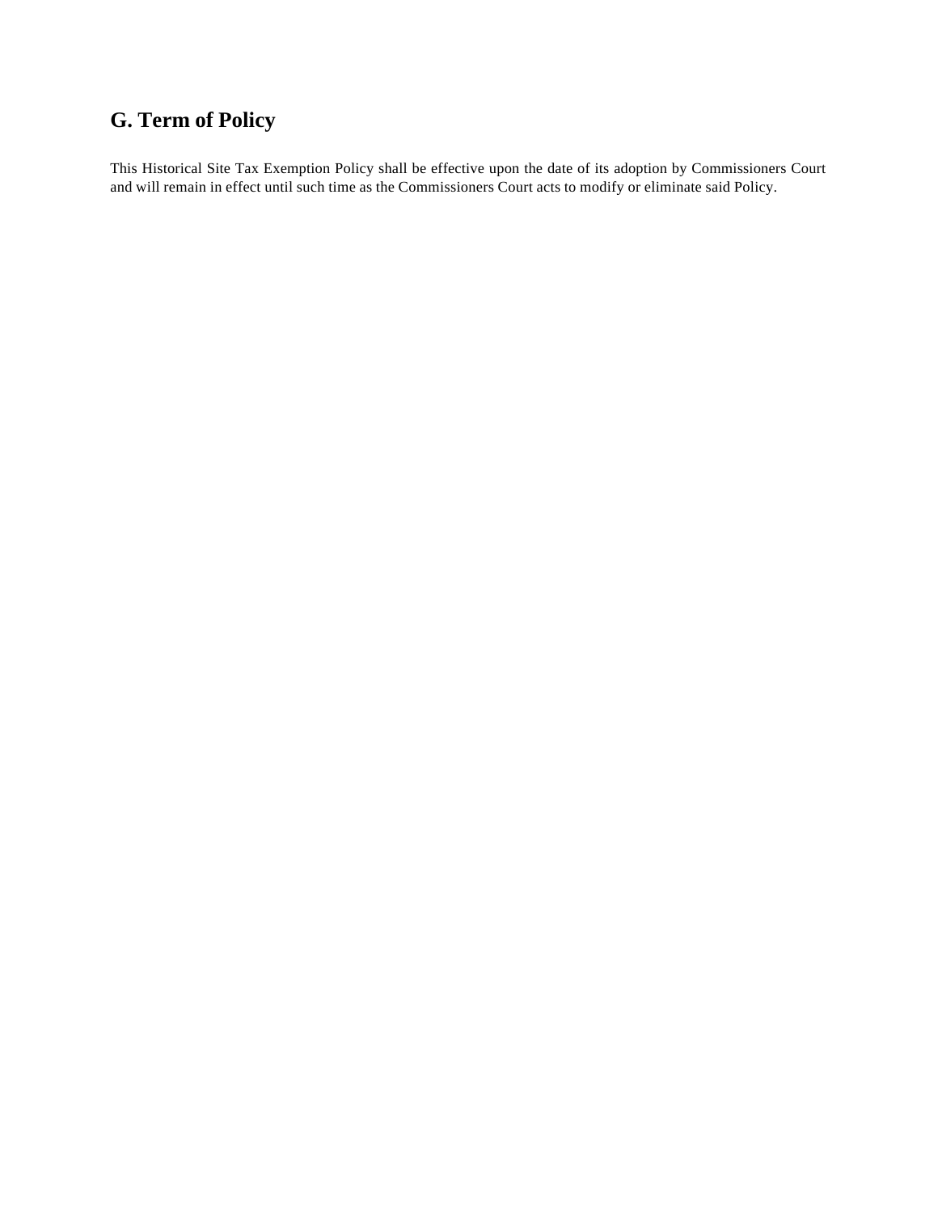## G. Term of Policy

This Historical Site Tax Exemption Policy shall be effective upon the date of its adoption by Commissioners Court and will remain in effect until such time as the Commissioners Court acts to modify or eliminate said Policy.